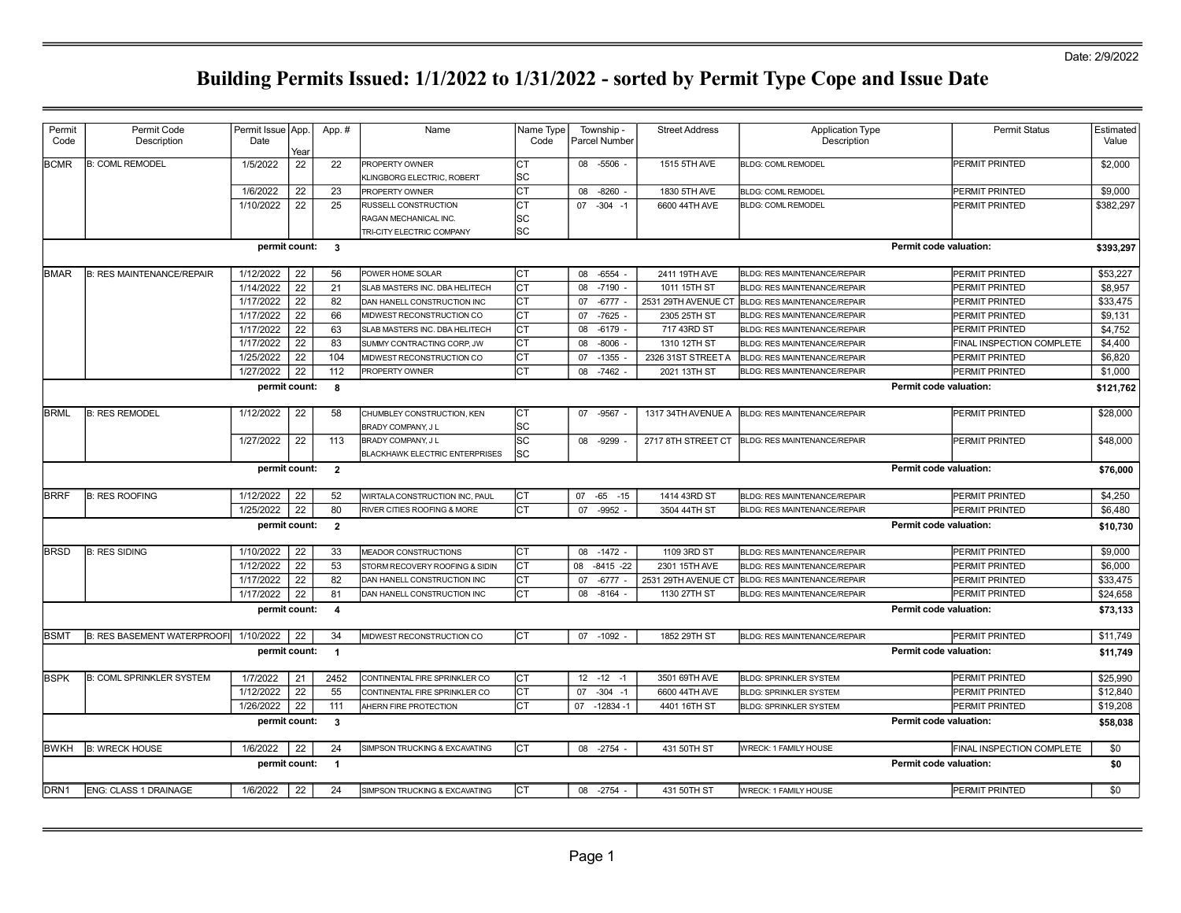Date: 2/9/2022

# Building Permits Issued: 1/1/2022 to 1/31/2022 - sorted by Permit Type Cope and Issue Date

| Permit Code | Permit Code Description | Permit Issue Date | App. Year | App. # | Name | Name Type Code | Township - Parcel Number | Street Address | Application Type Description | Permit Status | Estimated Value |
|---|---|---|---|---|---|---|---|---|---|---|---|
| BCMR | B: COML REMODEL | 1/5/2022 | 22 | 22 | PROPERTY OWNER | CT | 08 -5506 - | 1515 5TH AVE | BLDG: COML REMODEL | PERMIT PRINTED | $2,000 |
| | | | | | KLINGBORG ELECTRIC, ROBERT | SC | | | | | |
| | | 1/6/2022 | 22 | 23 | PROPERTY OWNER | CT | 08 -8260 - | 1830 5TH AVE | BLDG: COML REMODEL | PERMIT PRINTED | $9,000 |
| | | 1/10/2022 | 22 | 25 | RUSSELL CONSTRUCTION | CT | 07 -304 -1 | 6600 44TH AVE | BLDG: COML REMODEL | PERMIT PRINTED | $382,297 |
| | | | | | RAGAN MECHANICAL INC. | SC | | | | | |
| | | | | | TRI-CITY ELECTRIC COMPANY | SC | | | | | |
| | | permit count: | | 3 | | | | | | Permit code valuation: | $393,297 |
| BMAR | B: RES MAINTENANCE/REPAIR | 1/12/2022 | 22 | 56 | POWER HOME SOLAR | CT | 08 -6554 - | 2411 19TH AVE | BLDG: RES MAINTENANCE/REPAIR | PERMIT PRINTED | $53,227 |
| | | 1/14/2022 | 22 | 21 | SLAB MASTERS INC. DBA HELITECH | CT | 08 -7190 - | 1011 15TH ST | BLDG: RES MAINTENANCE/REPAIR | PERMIT PRINTED | $8,957 |
| | | 1/17/2022 | 22 | 82 | DAN HANELL CONSTRUCTION INC | CT | 07 -6777 - | 2531 29TH AVENUE CT | BLDG: RES MAINTENANCE/REPAIR | PERMIT PRINTED | $33,475 |
| | | 1/17/2022 | 22 | 66 | MIDWEST RECONSTRUCTION CO | CT | 07 -7625 - | 2305 25TH ST | BLDG: RES MAINTENANCE/REPAIR | PERMIT PRINTED | $9,131 |
| | | 1/17/2022 | 22 | 63 | SLAB MASTERS INC. DBA HELITECH | CT | 08 -6179 - | 717 43RD ST | BLDG: RES MAINTENANCE/REPAIR | PERMIT PRINTED | $4,752 |
| | | 1/17/2022 | 22 | 83 | SUMMY CONTRACTING CORP, JW | CT | 08 -8006 - | 1310 12TH ST | BLDG: RES MAINTENANCE/REPAIR | FINAL INSPECTION COMPLETE | $4,400 |
| | | 1/25/2022 | 22 | 104 | MIDWEST RECONSTRUCTION CO | CT | 07 -1355 - | 2326 31ST STREET A | BLDG: RES MAINTENANCE/REPAIR | PERMIT PRINTED | $6,820 |
| | | 1/27/2022 | 22 | 112 | PROPERTY OWNER | CT | 08 -7462 - | 2021 13TH ST | BLDG: RES MAINTENANCE/REPAIR | PERMIT PRINTED | $1,000 |
| | | permit count: | | 8 | | | | | | Permit code valuation: | $121,762 |
| BRML | B: RES REMODEL | 1/12/2022 | 22 | 58 | CHUMBLEY CONSTRUCTION, KEN | CT | 07 -9567 - | 1317 34TH AVENUE A | BLDG: RES MAINTENANCE/REPAIR | PERMIT PRINTED | $28,000 |
| | | | | | BRADY COMPANY, J L | SC | | | | | |
| | | 1/27/2022 | 22 | 113 | BRADY COMPANY, J L | SC | 08 -9299 - | 2717 8TH STREET CT | BLDG: RES MAINTENANCE/REPAIR | PERMIT PRINTED | $48,000 |
| | | | | | BLACKHAWK ELECTRIC ENTERPRISES | SC | | | | | |
| | | permit count: | | 2 | | | | | | Permit code valuation: | $76,000 |
| BRRF | B: RES ROOFING | 1/12/2022 | 22 | 52 | WIRTALA CONSTRUCTION INC, PAUL | CT | 07 -65 -15 | 1414 43RD ST | BLDG: RES MAINTENANCE/REPAIR | PERMIT PRINTED | $4,250 |
| | | 1/25/2022 | 22 | 80 | RIVER CITIES ROOFING & MORE | CT | 07 -9952 - | 3504 44TH ST | BLDG: RES MAINTENANCE/REPAIR | PERMIT PRINTED | $6,480 |
| | | permit count: | | 2 | | | | | | Permit code valuation: | $10,730 |
| BRSD | B: RES SIDING | 1/10/2022 | 22 | 33 | MEADOR CONSTRUCTIONS | CT | 08 -1472 - | 1109 3RD ST | BLDG: RES MAINTENANCE/REPAIR | PERMIT PRINTED | $9,000 |
| | | 1/12/2022 | 22 | 53 | STORM RECOVERY ROOFING & SIDIN | CT | 08 -8415 -22 | 2301 15TH AVE | BLDG: RES MAINTENANCE/REPAIR | PERMIT PRINTED | $6,000 |
| | | 1/17/2022 | 22 | 82 | DAN HANELL CONSTRUCTION INC | CT | 07 -6777 - | 2531 29TH AVENUE CT | BLDG: RES MAINTENANCE/REPAIR | PERMIT PRINTED | $33,475 |
| | | 1/17/2022 | 22 | 81 | DAN HANELL CONSTRUCTION INC | CT | 08 -8164 - | 1130 27TH ST | BLDG: RES MAINTENANCE/REPAIR | PERMIT PRINTED | $24,658 |
| | | permit count: | | 4 | | | | | | Permit code valuation: | $73,133 |
| BSMT | B: RES BASEMENT WATERPROOFI | 1/10/2022 | 22 | 34 | MIDWEST RECONSTRUCTION CO | CT | 07 -1092 - | 1852 29TH ST | BLDG: RES MAINTENANCE/REPAIR | PERMIT PRINTED | $11,749 |
| | | permit count: | | 1 | | | | | | Permit code valuation: | $11,749 |
| BSPK | B: COML SPRINKLER SYSTEM | 1/7/2022 | 21 | 2452 | CONTINENTAL FIRE SPRINKLER CO | CT | 12 -12 -1 | 3501 69TH AVE | BLDG: SPRINKLER SYSTEM | PERMIT PRINTED | $25,990 |
| | | 1/12/2022 | 22 | 55 | CONTINENTAL FIRE SPRINKLER CO | CT | 07 -304 -1 | 6600 44TH AVE | BLDG: SPRINKLER SYSTEM | PERMIT PRINTED | $12,840 |
| | | 1/26/2022 | 22 | 111 | AHERN FIRE PROTECTION | CT | 07 -12834 -1 | 4401 16TH ST | BLDG: SPRINKLER SYSTEM | PERMIT PRINTED | $19,208 |
| | | permit count: | | 3 | | | | | | Permit code valuation: | $58,038 |
| BWKH | B: WRECK HOUSE | 1/6/2022 | 22 | 24 | SIMPSON TRUCKING & EXCAVATING | CT | 08 -2754 - | 431 50TH ST | WRECK: 1 FAMILY HOUSE | FINAL INSPECTION COMPLETE | $0 |
| | | permit count: | | 1 | | | | | | Permit code valuation: | $0 |
| DRN1 | ENG: CLASS 1 DRAINAGE | 1/6/2022 | 22 | 24 | SIMPSON TRUCKING & EXCAVATING | CT | 08 -2754 - | 431 50TH ST | WRECK: 1 FAMILY HOUSE | PERMIT PRINTED | $0 |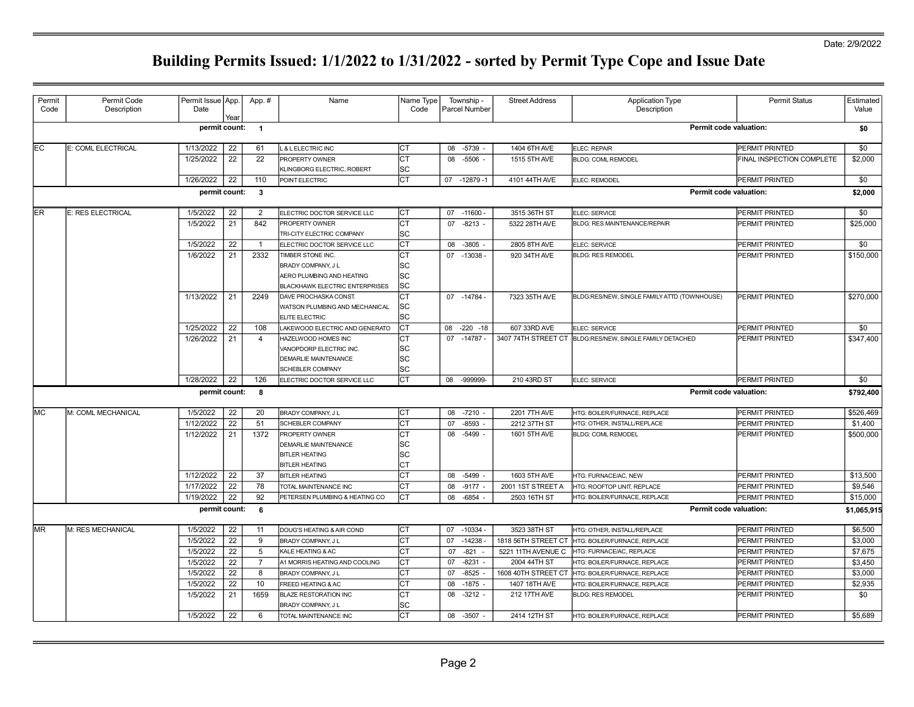Date: 2/9/2022

# Building Permits Issued: 1/1/2022 to 1/31/2022 - sorted by Permit Type Cope and Issue Date

| Permit Code | Permit Code Description | Permit Issue Date | App. Year | App. # | Name | Name Type Code | Township - Parcel Number | Street Address | Application Type Description | Permit Status | Estimated Value |
|---|---|---|---|---|---|---|---|---|---|---|---|
| | | **permit count:** | | **1** | | | | | | **Permit code valuation:** | **$0** |
| EC | E: COML ELECTRICAL | 1/13/2022 | 22 | 61 | L & L ELECTRIC INC | CT | 08 -5739 - | 1404 6TH AVE | ELEC: REPAIR | PERMIT PRINTED | $0 |
| | | 1/25/2022 | 22 | 22 | PROPERTY OWNER | CT | 08 -5506 - | 1515 5TH AVE | BLDG: COML REMODEL | FINAL INSPECTION COMPLETE | $2,000 |
| | | | | | KLINGBORG ELECTRIC, ROBERT | SC | | | | | |
| | | 1/26/2022 | 22 | 110 | POINT ELECTRIC | CT | 07 -12879 -1 | 4101 44TH AVE | ELEC: REMODEL | PERMIT PRINTED | $0 |
| | | **permit count:** | | **3** | | | | | | **Permit code valuation:** | **$2,000** |
| ER | E: RES ELECTRICAL | 1/5/2022 | 22 | 2 | ELECTRIC DOCTOR SERVICE LLC | CT | 07 -11600 - | 3515 36TH ST | ELEC: SERVICE | PERMIT PRINTED | $0 |
| | | 1/5/2022 | 21 | 842 | PROPERTY OWNER | CT | 07 -8213 - | 5322 28TH AVE | BLDG: RES MAINTENANCE/REPAIR | PERMIT PRINTED | $25,000 |
| | | | | | TRI-CITY ELECTRIC COMPANY | SC | | | | | |
| | | 1/5/2022 | 22 | 1 | ELECTRIC DOCTOR SERVICE LLC | CT | 08 -3805 - | 2805 8TH AVE | ELEC: SERVICE | PERMIT PRINTED | $0 |
| | | 1/6/2022 | 21 | 2332 | TIMBER STONE INC. | CT | 07 -13038 - | 920 34TH AVE | BLDG: RES REMODEL | PERMIT PRINTED | $150,000 |
| | | | | | BRADY COMPANY, J L | SC | | | | | |
| | | | | | AERO PLUMBING AND HEATING | SC | | | | | |
| | | | | | BLACKHAWK ELECTRIC ENTERPRISES | SC | | | | | |
| | | 1/13/2022 | 21 | 2249 | DAVE PROCHASKA CONST. | CT | 07 -14784 - | 7323 35TH AVE | BLDG:RES/NEW, SINGLE FAMILY ATTD (TOWNHOUSE) | PERMIT PRINTED | $270,000 |
| | | | | | WATSON PLUMBING AND MECHANICAL | SC | | | | | |
| | | | | | ELITE ELECTRIC | SC | | | | | |
| | | 1/25/2022 | 22 | 108 | LAKEWOOD ELECTRIC AND GENERATO | CT | 08 -220 -18 | 607 33RD AVE | ELEC: SERVICE | PERMIT PRINTED | $0 |
| | | 1/26/2022 | 21 | 4 | HAZELWOOD HOMES INC | CT | 07 -14787 - | 3407 74TH STREET CT | BLDG:RES/NEW, SINGLE FAMILY DETACHED | PERMIT PRINTED | $347,400 |
| | | | | | VANOPDORP ELECTRIC INC. | SC | | | | | |
| | | | | | DEMARLIE MAINTENANCE | SC | | | | | |
| | | | | | SCHEBLER COMPANY | SC | | | | | |
| | | 1/28/2022 | 22 | 126 | ELECTRIC DOCTOR SERVICE LLC | CT | 08 -999999- | 210 43RD ST | ELEC: SERVICE | PERMIT PRINTED | $0 |
| | | **permit count:** | | **8** | | | | | | **Permit code valuation:** | **$792,400** |
| MC | M: COML MECHANICAL | 1/5/2022 | 22 | 20 | BRADY COMPANY, J L | CT | 08 -7210 - | 2201 7TH AVE | HTG: BOILER/FURNACE, REPLACE | PERMIT PRINTED | $526,469 |
| | | 1/12/2022 | 22 | 51 | SCHEBLER COMPANY | CT | 07 -8593 - | 2212 37TH ST | HTG: OTHER, INSTALL/REPLACE | PERMIT PRINTED | $1,400 |
| | | 1/12/2022 | 21 | 1372 | PROPERTY OWNER | CT | 08 -5499 - | 1601 5TH AVE | BLDG: COML REMODEL | PERMIT PRINTED | $500,000 |
| | | | | | DEMARLIE MAINTENANCE | SC | | | | | |
| | | | | | BITLER HEATING | SC | | | | | |
| | | | | | BITLER HEATING | CT | | | | | |
| | | 1/12/2022 | 22 | 37 | BITLER HEATING | CT | 08 -5499 - | 1603 5TH AVE | HTG: FURNACE/AC, NEW | PERMIT PRINTED | $13,500 |
| | | 1/17/2022 | 22 | 78 | TOTAL MAINTENANCE INC | CT | 08 -9177 - | 2001 1ST STREET A | HTG: ROOFTOP UNIT, REPLACE | PERMIT PRINTED | $9,546 |
| | | 1/19/2022 | 22 | 92 | PETERSEN PLUMBING & HEATING CO | CT | 08 -6854 - | 2503 16TH ST | HTG: BOILER/FURNACE, REPLACE | PERMIT PRINTED | $15,000 |
| | | **permit count:** | | **6** | | | | | | **Permit code valuation:** | **$1,065,915** |
| MR | M: RES MECHANICAL | 1/5/2022 | 22 | 11 | DOUG'S HEATING & AIR COND | CT | 07 -10334 - | 3523 38TH ST | HTG: OTHER, INSTALL/REPLACE | PERMIT PRINTED | $6,500 |
| | | 1/5/2022 | 22 | 9 | BRADY COMPANY, J L | CT | 07 -14238 - | 1818 56TH STREET CT | HTG: BOILER/FURNACE, REPLACE | PERMIT PRINTED | $3,000 |
| | | 1/5/2022 | 22 | 5 | KALE HEATING & AC | CT | 07 -821 - | 5221 11TH AVENUE C | HTG: FURNACE/AC, REPLACE | PERMIT PRINTED | $7,675 |
| | | 1/5/2022 | 22 | 7 | A1 MORRIS HEATING AND COOLING | CT | 07 -8231 - | 2004 44TH ST | HTG: BOILER/FURNACE, REPLACE | PERMIT PRINTED | $3,450 |
| | | 1/5/2022 | 22 | 8 | BRADY COMPANY, J L | CT | 07 -8525 - | 1608 40TH STREET CT | HTG: BOILER/FURNACE, REPLACE | PERMIT PRINTED | $3,000 |
| | | 1/5/2022 | 22 | 10 | FREED HEATING & AC | CT | 08 -1875 - | 1407 18TH AVE | HTG: BOILER/FURNACE, REPLACE | PERMIT PRINTED | $2,935 |
| | | 1/5/2022 | 21 | 1659 | BLAZE RESTORATION INC | CT | 08 -3212 - | 212 17TH AVE | BLDG: RES REMODEL | PERMIT PRINTED | $0 |
| | | | | | BRADY COMPANY, J L | SC | | | | | |
| | | 1/5/2022 | 22 | 6 | TOTAL MAINTENANCE INC | CT | 08 -3507 - | 2414 12TH ST | HTG: BOILER/FURNACE, REPLACE | PERMIT PRINTED | $5,689 |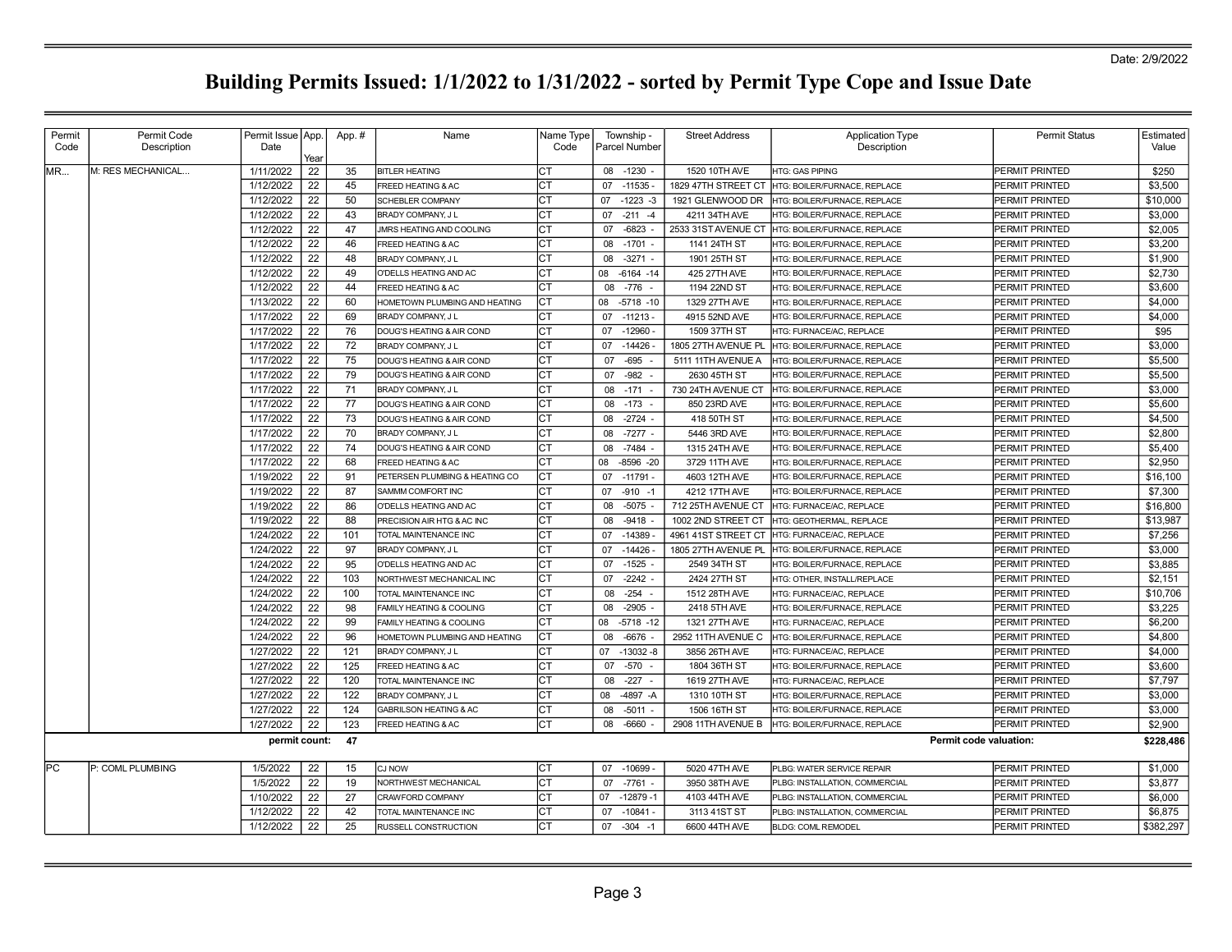Date: 2/9/2022

# Building Permits Issued: 1/1/2022 to 1/31/2022 - sorted by Permit Type Cope and Issue Date

| Permit Code | Permit Code Description | Permit Issue Date | App. Year | App. # | Name | Name Type Code | Township - Parcel Number | Street Address | Application Type Description | Permit Status | Estimated Value |
|---|---|---|---|---|---|---|---|---|---|---|---|
| MR... | M: RES MECHANICAL... | 1/11/2022 | 22 | 35 | BITLER HEATING | CT | 08 -1230 - | 1520 10TH AVE | HTG: GAS PIPING | PERMIT PRINTED | $250 |
| | | 1/12/2022 | 22 | 45 | FREED HEATING & AC | CT | 07 -11535 - | 1829 47TH STREET CT | HTG: BOILER/FURNACE, REPLACE | PERMIT PRINTED | $3,500 |
| | | 1/12/2022 | 22 | 50 | SCHEBLER COMPANY | CT | 07 -1223 -3 | 1921 GLENWOOD DR | HTG: BOILER/FURNACE, REPLACE | PERMIT PRINTED | $10,000 |
| | | 1/12/2022 | 22 | 43 | BRADY COMPANY, J L | CT | 07 -211 -4 | 4211 34TH AVE | HTG: BOILER/FURNACE, REPLACE | PERMIT PRINTED | $3,000 |
| | | 1/12/2022 | 22 | 47 | JMRS HEATING AND COOLING | CT | 07 -6823 - | 2533 31ST AVENUE CT | HTG: BOILER/FURNACE, REPLACE | PERMIT PRINTED | $2,005 |
| | | 1/12/2022 | 22 | 46 | FREED HEATING & AC | CT | 08 -1701 - | 1141 24TH ST | HTG: BOILER/FURNACE, REPLACE | PERMIT PRINTED | $3,200 |
| | | 1/12/2022 | 22 | 48 | BRADY COMPANY, J L | CT | 08 -3271 - | 1901 25TH ST | HTG: BOILER/FURNACE, REPLACE | PERMIT PRINTED | $1,900 |
| | | 1/12/2022 | 22 | 49 | O'DELLS HEATING AND AC | CT | 08 -6164 -14 | 425 27TH AVE | HTG: BOILER/FURNACE, REPLACE | PERMIT PRINTED | $2,730 |
| | | 1/12/2022 | 22 | 44 | FREED HEATING & AC | CT | 08 -776 - | 1194 22ND ST | HTG: BOILER/FURNACE, REPLACE | PERMIT PRINTED | $3,600 |
| | | 1/13/2022 | 22 | 60 | HOMETOWN PLUMBING AND HEATING | CT | 08 -5718 -10 | 1329 27TH AVE | HTG: BOILER/FURNACE, REPLACE | PERMIT PRINTED | $4,000 |
| | | 1/17/2022 | 22 | 69 | BRADY COMPANY, J L | CT | 07 -11213 - | 4915 52ND AVE | HTG: BOILER/FURNACE, REPLACE | PERMIT PRINTED | $4,000 |
| | | 1/17/2022 | 22 | 76 | DOUG'S HEATING & AIR COND | CT | 07 -12960 - | 1509 37TH ST | HTG: FURNACE/AC, REPLACE | PERMIT PRINTED | $95 |
| | | 1/17/2022 | 22 | 72 | BRADY COMPANY, J L | CT | 07 -14426 - | 1805 27TH AVENUE PL | HTG: BOILER/FURNACE, REPLACE | PERMIT PRINTED | $3,000 |
| | | 1/17/2022 | 22 | 75 | DOUG'S HEATING & AIR COND | CT | 07 -695 - | 5111 11TH AVENUE A | HTG: BOILER/FURNACE, REPLACE | PERMIT PRINTED | $5,500 |
| | | 1/17/2022 | 22 | 79 | DOUG'S HEATING & AIR COND | CT | 07 -982 - | 2630 45TH ST | HTG: BOILER/FURNACE, REPLACE | PERMIT PRINTED | $5,500 |
| | | 1/17/2022 | 22 | 71 | BRADY COMPANY, J L | CT | 08 -171 - | 730 24TH AVENUE CT | HTG: BOILER/FURNACE, REPLACE | PERMIT PRINTED | $3,000 |
| | | 1/17/2022 | 22 | 77 | DOUG'S HEATING & AIR COND | CT | 08 -173 - | 850 23RD AVE | HTG: BOILER/FURNACE, REPLACE | PERMIT PRINTED | $5,600 |
| | | 1/17/2022 | 22 | 73 | DOUG'S HEATING & AIR COND | CT | 08 -2724 - | 418 50TH ST | HTG: BOILER/FURNACE, REPLACE | PERMIT PRINTED | $4,500 |
| | | 1/17/2022 | 22 | 70 | BRADY COMPANY, J L | CT | 08 -7277 - | 5446 3RD AVE | HTG: BOILER/FURNACE, REPLACE | PERMIT PRINTED | $2,800 |
| | | 1/17/2022 | 22 | 74 | DOUG'S HEATING & AIR COND | CT | 08 -7484 - | 1315 24TH AVE | HTG: BOILER/FURNACE, REPLACE | PERMIT PRINTED | $5,400 |
| | | 1/17/2022 | 22 | 68 | FREED HEATING & AC | CT | 08 -8596 -20 | 3729 11TH AVE | HTG: BOILER/FURNACE, REPLACE | PERMIT PRINTED | $2,950 |
| | | 1/19/2022 | 22 | 91 | PETERSEN PLUMBING & HEATING CO | CT | 07 -11791 - | 4603 12TH AVE | HTG: BOILER/FURNACE, REPLACE | PERMIT PRINTED | $16,100 |
| | | 1/19/2022 | 22 | 87 | SAMMM COMFORT INC | CT | 07 -910 -1 | 4212 17TH AVE | HTG: BOILER/FURNACE, REPLACE | PERMIT PRINTED | $7,300 |
| | | 1/19/2022 | 22 | 86 | O'DELLS HEATING AND AC | CT | 08 -5075 - | 712 25TH AVENUE CT | HTG: FURNACE/AC, REPLACE | PERMIT PRINTED | $16,800 |
| | | 1/19/2022 | 22 | 88 | PRECISION AIR HTG & AC INC | CT | 08 -9418 - | 1002 2ND STREET CT | HTG: GEOTHERMAL, REPLACE | PERMIT PRINTED | $13,987 |
| | | 1/24/2022 | 22 | 101 | TOTAL MAINTENANCE INC | CT | 07 -14389 - | 4961 41ST STREET CT | HTG: FURNACE/AC, REPLACE | PERMIT PRINTED | $7,256 |
| | | 1/24/2022 | 22 | 97 | BRADY COMPANY, J L | CT | 07 -14426 - | 1805 27TH AVENUE PL | HTG: BOILER/FURNACE, REPLACE | PERMIT PRINTED | $3,000 |
| | | 1/24/2022 | 22 | 95 | O'DELLS HEATING AND AC | CT | 07 -1525 - | 2549 34TH ST | HTG: BOILER/FURNACE, REPLACE | PERMIT PRINTED | $3,885 |
| | | 1/24/2022 | 22 | 103 | NORTHWEST MECHANICAL INC | CT | 07 -2242 - | 2424 27TH ST | HTG: OTHER, INSTALL/REPLACE | PERMIT PRINTED | $2,151 |
| | | 1/24/2022 | 22 | 100 | TOTAL MAINTENANCE INC | CT | 08 -254 - | 1512 28TH AVE | HTG: FURNACE/AC, REPLACE | PERMIT PRINTED | $10,706 |
| | | 1/24/2022 | 22 | 98 | FAMILY HEATING & COOLING | CT | 08 -2905 - | 2418 5TH AVE | HTG: BOILER/FURNACE, REPLACE | PERMIT PRINTED | $3,225 |
| | | 1/24/2022 | 22 | 99 | FAMILY HEATING & COOLING | CT | 08 -5718 -12 | 1321 27TH AVE | HTG: FURNACE/AC, REPLACE | PERMIT PRINTED | $6,200 |
| | | 1/24/2022 | 22 | 96 | HOMETOWN PLUMBING AND HEATING | CT | 08 -6676 - | 2952 11TH AVENUE C | HTG: BOILER/FURNACE, REPLACE | PERMIT PRINTED | $4,800 |
| | | 1/27/2022 | 22 | 121 | BRADY COMPANY, J L | CT | 07 -13032 -8 | 3856 26TH AVE | HTG: FURNACE/AC, REPLACE | PERMIT PRINTED | $4,000 |
| | | 1/27/2022 | 22 | 125 | FREED HEATING & AC | CT | 07 -570 - | 1804 36TH ST | HTG: BOILER/FURNACE, REPLACE | PERMIT PRINTED | $3,600 |
| | | 1/27/2022 | 22 | 120 | TOTAL MAINTENANCE INC | CT | 08 -227 - | 1619 27TH AVE | HTG: FURNACE/AC, REPLACE | PERMIT PRINTED | $7,797 |
| | | 1/27/2022 | 22 | 122 | BRADY COMPANY, J L | CT | 08 -4897 -A | 1310 10TH ST | HTG: BOILER/FURNACE, REPLACE | PERMIT PRINTED | $3,000 |
| | | 1/27/2022 | 22 | 124 | GABRILSON HEATING & AC | CT | 08 -5011 - | 1506 16TH ST | HTG: BOILER/FURNACE, REPLACE | PERMIT PRINTED | $3,000 |
| | | 1/27/2022 | 22 | 123 | FREED HEATING & AC | CT | 08 -6660 - | 2908 11TH AVENUE B | HTG: BOILER/FURNACE, REPLACE | PERMIT PRINTED | $2,900 |
| | | **permit count:** | | **47** | | | | | | **Permit code valuation:** | **$228,486** |
| PC | P: COML PLUMBING | 1/5/2022 | 22 | 15 | CJ NOW | CT | 07 -10699 - | 5020 47TH AVE | PLBG: WATER SERVICE REPAIR | PERMIT PRINTED | $1,000 |
| | | 1/5/2022 | 22 | 19 | NORTHWEST MECHANICAL | CT | 07 -7761 - | 3950 38TH AVE | PLBG: INSTALLATION, COMMERCIAL | PERMIT PRINTED | $3,877 |
| | | 1/10/2022 | 22 | 27 | CRAWFORD COMPANY | CT | 07 -12879 -1 | 4103 44TH AVE | PLBG: INSTALLATION, COMMERCIAL | PERMIT PRINTED | $6,000 |
| | | 1/12/2022 | 22 | 42 | TOTAL MAINTENANCE INC | CT | 07 -10841 - | 3113 41ST ST | PLBG: INSTALLATION, COMMERCIAL | PERMIT PRINTED | $6,875 |
| | | 1/12/2022 | 22 | 25 | RUSSELL CONSTRUCTION | CT | 07 -304 -1 | 6600 44TH AVE | BLDG: COML REMODEL | PERMIT PRINTED | $382,297 |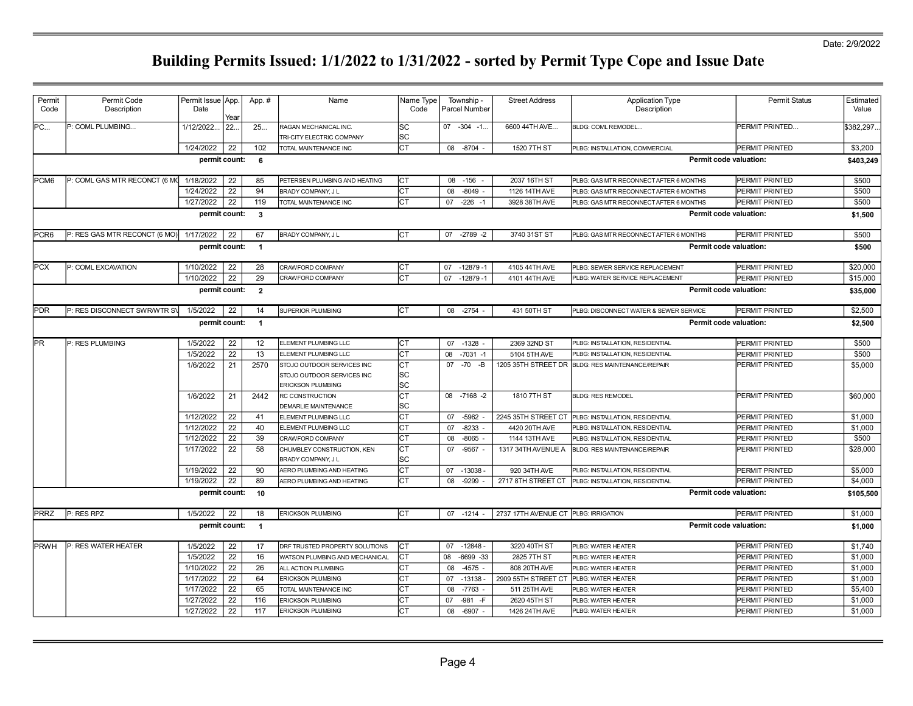Date: 2/9/2022

# Building Permits Issued: 1/1/2022 to 1/31/2022 - sorted by Permit Type Cope and Issue Date

| Permit Code | Permit Code Description | Permit Issue Date | App. Year | App. # | Name | Name Type Code | Township - Parcel Number | Street Address | Application Type Description | Permit Status | Estimated Value |
|---|---|---|---|---|---|---|---|---|---|---|---|
| PC... | P: COML PLUMBING... | 1/12/2022... | 22... | 25... | RAGAN MECHANICAL INC. | SC | 07 -304 -1... | 6600 44TH AVE... | BLDG: COML REMODEL... | PERMIT PRINTED... | $382,297... |
| | | | | | TRI-CITY ELECTRIC COMPANY | SC | | | | | |
| | | 1/24/2022 | 22 | 102 | TOTAL MAINTENANCE INC | CT | 08 -8704 - | 1520 7TH ST | PLBG: INSTALLATION, COMMERCIAL | PERMIT PRINTED | $3,200 |
| | | **permit count:** | | **6** | | | | | | **Permit code valuation:** | **$403,249** |
| PCM6 | P: COML GAS MTR RECONCT (6 MO | 1/18/2022 | 22 | 85 | PETERSEN PLUMBING AND HEATING | CT | 08 -156 - | 2037 16TH ST | PLBG: GAS MTR RECONNECT AFTER 6 MONTHS | PERMIT PRINTED | $500 |
| | | 1/24/2022 | 22 | 94 | BRADY COMPANY, J L | CT | 08 -8049 - | 1126 14TH AVE | PLBG: GAS MTR RECONNECT AFTER 6 MONTHS | PERMIT PRINTED | $500 |
| | | 1/27/2022 | 22 | 119 | TOTAL MAINTENANCE INC | CT | 07 -226 -1 | 3928 38TH AVE | PLBG: GAS MTR RECONNECT AFTER 6 MONTHS | PERMIT PRINTED | $500 |
| | | **permit count:** | | **3** | | | | | | **Permit code valuation:** | **$1,500** |
| PCR6 | P: RES GAS MTR RECONCT (6 MO) | 1/17/2022 | 22 | 67 | BRADY COMPANY, J L | CT | 07 -2789 -2 | 3740 31ST ST | PLBG: GAS MTR RECONNECT AFTER 6 MONTHS | PERMIT PRINTED | $500 |
| | | **permit count:** | | **1** | | | | | | **Permit code valuation:** | **$500** |
| PCX | P: COML EXCAVATION | 1/10/2022 | 22 | 28 | CRAWFORD COMPANY | CT | 07 -12879 -1 | 4105 44TH AVE | PLBG: SEWER SERVICE REPLACEMENT | PERMIT PRINTED | $20,000 |
| | | 1/10/2022 | 22 | 29 | CRAWFORD COMPANY | CT | 07 -12879 -1 | 4101 44TH AVE | PLBG: WATER SERVICE REPLACEMENT | PERMIT PRINTED | $15,000 |
| | | **permit count:** | | **2** | | | | | | **Permit code valuation:** | **$35,000** |
| PDR | P: RES DISCONNECT SWR/WTR S\ | 1/5/2022 | 22 | 14 | SUPERIOR PLUMBING | CT | 08 -2754 - | 431 50TH ST | PLBG: DISCONNECT WATER & SEWER SERVICE | PERMIT PRINTED | $2,500 |
| | | **permit count:** | | **1** | | | | | | **Permit code valuation:** | **$2,500** |
| PR | P: RES PLUMBING | 1/5/2022 | 22 | 12 | ELEMENT PLUMBING LLC | CT | 07 -1328 - | 2369 32ND ST | PLBG: INSTALLATION, RESIDENTIAL | PERMIT PRINTED | $500 |
| | | 1/5/2022 | 22 | 13 | ELEMENT PLUMBING LLC | CT | 08 -7031 -1 | 5104 5TH AVE | PLBG: INSTALLATION, RESIDENTIAL | PERMIT PRINTED | $500 |
| | | 1/6/2022 | 21 | 2570 | STOJO OUTDOOR SERVICES INC | CT | 07 -70 -B | 1205 35TH STREET DR | BLDG: RES MAINTENANCE/REPAIR | PERMIT PRINTED | $5,000 |
| | | | | | STOJO OUTDOOR SERVICES INC | SC | | | | | |
| | | | | | ERICKSON PLUMBING | SC | | | | | |
| | | 1/6/2022 | 21 | 2442 | RC CONSTRUCTION | CT | 08 -7168 -2 | 1810 7TH ST | BLDG: RES REMODEL | PERMIT PRINTED | $60,000 |
| | | | | | DEMARLIE MAINTENANCE | SC | | | | | |
| | | 1/12/2022 | 22 | 41 | ELEMENT PLUMBING LLC | CT | 07 -5962 - | 2245 35TH STREET CT | PLBG: INSTALLATION, RESIDENTIAL | PERMIT PRINTED | $1,000 |
| | | 1/12/2022 | 22 | 40 | ELEMENT PLUMBING LLC | CT | 07 -8233 - | 4420 20TH AVE | PLBG: INSTALLATION, RESIDENTIAL | PERMIT PRINTED | $1,000 |
| | | 1/12/2022 | 22 | 39 | CRAWFORD COMPANY | CT | 08 -8065 - | 1144 13TH AVE | PLBG: INSTALLATION, RESIDENTIAL | PERMIT PRINTED | $500 |
| | | 1/17/2022 | 22 | 58 | CHUMBLEY CONSTRUCTION, KEN | CT | 07 -9567 - | 1317 34TH AVENUE A | BLDG: RES MAINTENANCE/REPAIR | PERMIT PRINTED | $28,000 |
| | | | | | BRADY COMPANY, J L | SC | | | | | |
| | | 1/19/2022 | 22 | 90 | AERO PLUMBING AND HEATING | CT | 07 -13038 - | 920 34TH AVE | PLBG: INSTALLATION, RESIDENTIAL | PERMIT PRINTED | $5,000 |
| | | 1/19/2022 | 22 | 89 | AERO PLUMBING AND HEATING | CT | 08 -9299 - | 2717 8TH STREET CT | PLBG: INSTALLATION, RESIDENTIAL | PERMIT PRINTED | $4,000 |
| | | **permit count:** | | **10** | | | | | | **Permit code valuation:** | **$105,500** |
| PRRZ | P: RES RPZ | 1/5/2022 | 22 | 18 | ERICKSON PLUMBING | CT | 07 -1214 - | 2737 17TH AVENUE CT | PLBG: IRRIGATION | PERMIT PRINTED | $1,000 |
| | | **permit count:** | | **1** | | | | | | **Permit code valuation:** | **$1,000** |
| PRWH | P: RES WATER HEATER | 1/5/2022 | 22 | 17 | DRF TRUSTED PROPERTY SOLUTIONS | CT | 07 -12848 - | 3220 40TH ST | PLBG: WATER HEATER | PERMIT PRINTED | $1,740 |
| | | 1/5/2022 | 22 | 16 | WATSON PLUMBING AND MECHANICAL | CT | 08 -6699 -33 | 2825 7TH ST | PLBG: WATER HEATER | PERMIT PRINTED | $1,000 |
| | | 1/10/2022 | 22 | 26 | ALL ACTION PLUMBING | CT | 08 -4575 - | 808 20TH AVE | PLBG: WATER HEATER | PERMIT PRINTED | $1,000 |
| | | 1/17/2022 | 22 | 64 | ERICKSON PLUMBING | CT | 07 -13138 - | 2909 55TH STREET CT | PLBG: WATER HEATER | PERMIT PRINTED | $1,000 |
| | | 1/17/2022 | 22 | 65 | TOTAL MAINTENANCE INC | CT | 08 -7763 - | 511 25TH AVE | PLBG: WATER HEATER | PERMIT PRINTED | $5,400 |
| | | 1/27/2022 | 22 | 116 | ERICKSON PLUMBING | CT | 07 -981 -F | 2620 45TH ST | PLBG: WATER HEATER | PERMIT PRINTED | $1,000 |
| | | 1/27/2022 | 22 | 117 | ERICKSON PLUMBING | CT | 08 -6907 - | 1426 24TH AVE | PLBG: WATER HEATER | PERMIT PRINTED | $1,000 |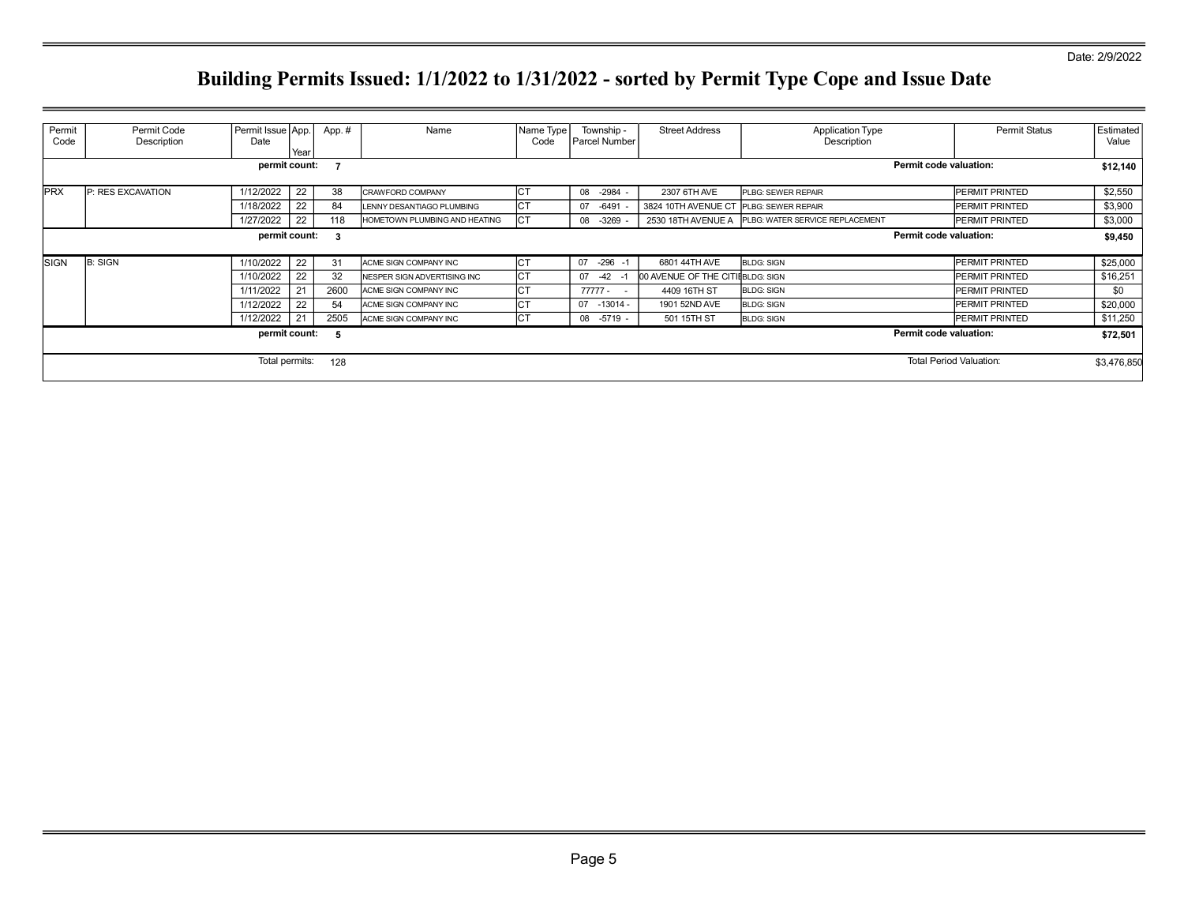Date: 2/9/2022

# Building Permits Issued: 1/1/2022 to 1/31/2022 - sorted by Permit Type Cope and Issue Date

| Permit Code | Permit Code Description | Permit Issue Date | App. Year | App. # | Name | Name Type Code | Township - Parcel Number | Street Address | Application Type Description | Permit Status | Estimated Value |
|---|---|---|---|---|---|---|---|---|---|---|---|
| | | **permit count:** | | **7** | | | | | | **Permit code valuation:** | **$12,140** |
| PRX | P: RES EXCAVATION | 1/12/2022 | 22 | 38 | CRAWFORD COMPANY | CT | 08 -2984 - | 2307 6TH AVE | PLBG: SEWER REPAIR | PERMIT PRINTED | $2,550 |
| | | 1/18/2022 | 22 | 84 | LENNY DESANTIAGO PLUMBING | CT | 07 -6491 - | 3824 10TH AVENUE CT | PLBG: SEWER REPAIR | PERMIT PRINTED | $3,900 |
| | | 1/27/2022 | 22 | 118 | HOMETOWN PLUMBING AND HEATING | CT | 08 -3269 - | 2530 18TH AVENUE A | PLBG: WATER SERVICE REPLACEMENT | PERMIT PRINTED | $3,000 |
| | | **permit count:** | | **3** | | | | | | **Permit code valuation:** | **$9,450** |
| SIGN | B: SIGN | 1/10/2022 | 22 | 31 | ACME SIGN COMPANY INC | CT | 07 -296 -1 | 6801 44TH AVE | BLDG: SIGN | PERMIT PRINTED | $25,000 |
| | | 1/10/2022 | 22 | 32 | NESPER SIGN ADVERTISING INC | CT | 07 -42 -1 | 00 AVENUE OF THE CITI | BLDG: SIGN | PERMIT PRINTED | $16,251 |
| | | 1/11/2022 | 21 | 2600 | ACME SIGN COMPANY INC | CT | 77777 - - | 4409 16TH ST | BLDG: SIGN | PERMIT PRINTED | $0 |
| | | 1/12/2022 | 22 | 54 | ACME SIGN COMPANY INC | CT | 07 -13014 - | 1901 52ND AVE | BLDG: SIGN | PERMIT PRINTED | $20,000 |
| | | 1/12/2022 | 21 | 2505 | ACME SIGN COMPANY INC | CT | 08 -5719 - | 501 15TH ST | BLDG: SIGN | PERMIT PRINTED | $11,250 |
| | | **permit count:** | | **5** | | | | | | **Permit code valuation:** | **$72,501** |
| | | Total permits: | | 128 | | | | | | Total Period Valuation: | $3,476,850 |